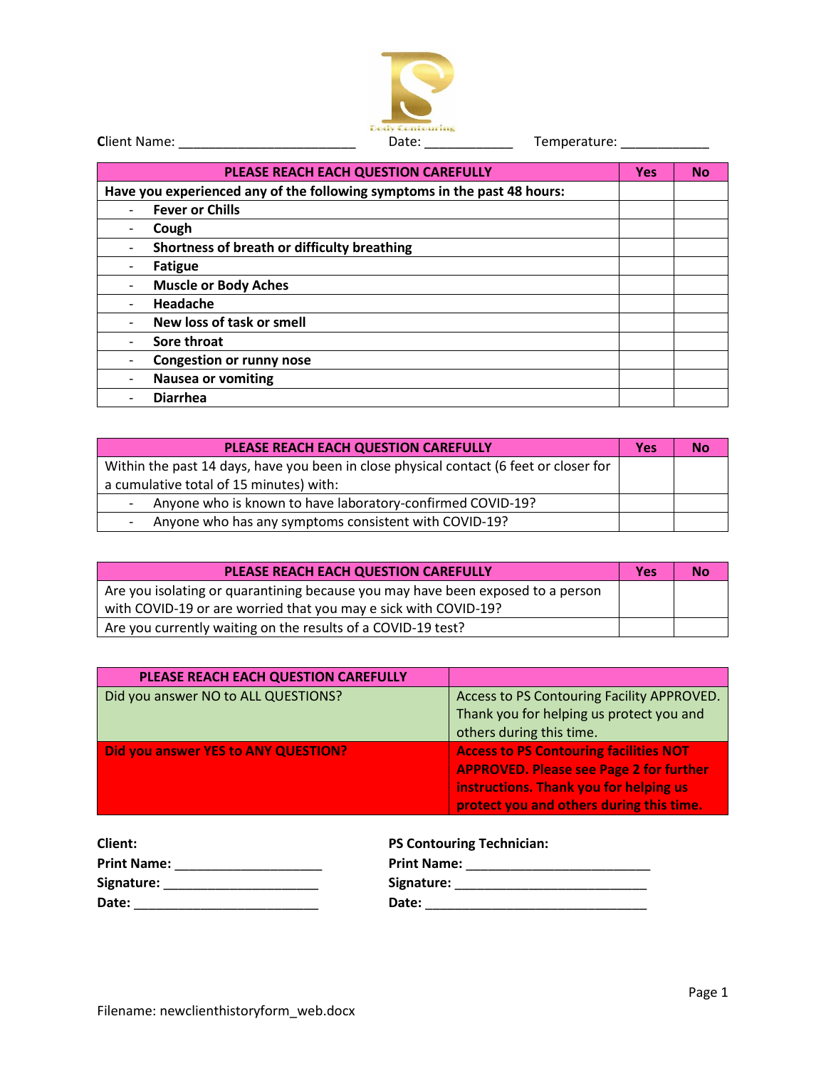Client Name: ________________________ Date: ____________ Temperature: ____________

| PLEASE REACH EACH QUESTION CAREFULLY | Yes | No |
|---|---|---|
| **Have you experienced any of the following symptoms in the past 48 hours:** | | |
| - **Fever or Chills** | | |
| - **Cough** | | |
| - **Shortness of breath or difficulty breathing** | | |
| - **Fatigue** | | |
| - **Muscle or Body Aches** | | |
| - **Headache** | | |
| - **New loss of task or smell** | | |
| - **Sore throat** | | |
| - **Congestion or runny nose** | | |
| - **Nausea or vomiting** | | |
| - **Diarrhea** | | |

| PLEASE REACH EACH QUESTION CAREFULLY | Yes | No |
|---|---|---|
| Within the past 14 days, have you been in close physical contact (6 feet or closer for a cumulative total of 15 minutes) with: | | |
| - Anyone who is known to have laboratory-confirmed COVID-19? | | |
| - Anyone who has any symptoms consistent with COVID-19? | | |

| PLEASE REACH EACH QUESTION CAREFULLY | Yes | No |
|---|---|---|
| Are you isolating or quarantining because you may have been exposed to a person with COVID-19 or are worried that you may e sick with COVID-19? | | |
| Are you currently waiting on the results of a COVID-19 test? | | |

| PLEASE REACH EACH QUESTION CAREFULLY | |
|---|---|
| Did you answer NO to ALL QUESTIONS? | Access to PS Contouring Facility APPROVED. Thank you for helping us protect you and others during this time. |
| **Did you answer YES to ANY QUESTION?** | **Access to PS Contouring facilities NOT APPROVED. Please see Page 2 for further instructions. Thank you for helping us protect you and others during this time.** |

**Client:**
**Print Name:** ____________________
**Signature:** _____________________
**Date:** _________________________

**PS Contouring Technician:**
**Print Name:** _________________________
**Signature:** __________________________
**Date:** ______________________________

Filename: newclienthistoryform_web.docx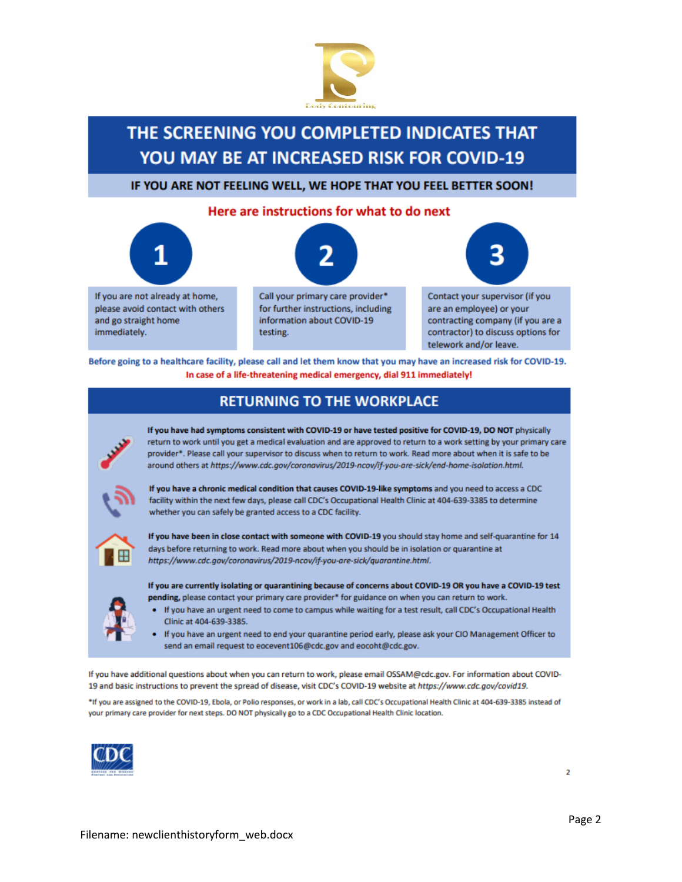# THE SCREENING YOU COMPLETED INDICATES THAT YOU MAY BE AT INCREASED RISK FOR COVID-19

## IF YOU ARE NOT FEELING WELL, WE HOPE THAT YOU FEEL BETTER SOON!

**Here are instructions for what to do next**

1. If you are not already at home, please avoid contact with others and go straight home immediately.
2. Call your primary care provider* for further instructions, including information about COVID-19 testing.
3. Contact your supervisor (if you are an employee) or your contracting company (if you are a contractor) to discuss options for telework and/or leave.

**Before going to a healthcare facility, please call and let them know that you may have an increased risk for COVID-19.**

**In case of a life-threatening medical emergency, dial 911 immediately!**

## RETURNING TO THE WORKPLACE

**If you have had symptoms consistent with COVID-19 or have tested positive for COVID-19, DO NOT** physically return to work until you get a medical evaluation and are approved to return to a work setting by your primary care provider*. Please call your supervisor to discuss when to return to work. Read more about when it is safe to be around others at *https://www.cdc.gov/coronavirus/2019-ncov/if-you-are-sick/end-home-isolation.html.*

**If you have a chronic medical condition that causes COVID-19-like symptoms** and you need to access a CDC facility within the next few days, please call CDC's Occupational Health Clinic at 404-639-3385 to determine whether you can safely be granted access to a CDC facility.

**If you have been in close contact with someone with COVID-19** you should stay home and self-quarantine for 14 days before returning to work. Read more about when you should be in isolation or quarantine at *https://www.cdc.gov/coronavirus/2019-ncov/if-you-are-sick/quarantine.html*.

**If you are currently isolating or quarantining because of concerns about COVID-19 OR you have a COVID-19 test pending,** please contact your primary care provider* for guidance on when you can return to work.

- If you have an urgent need to come to campus while waiting for a test result, call CDC's Occupational Health Clinic at 404-639-3385.
- If you have an urgent need to end your quarantine period early, please ask your CIO Management Officer to send an email request to eocevent106@cdc.gov and eocoht@cdc.gov.

If you have additional questions about when you can return to work, please email OSSAM@cdc.gov. For information about COVID-19 and basic instructions to prevent the spread of disease, visit CDC's COVID-19 website at *https://www.cdc.gov/covid19*.

*If you are assigned to the COVID-19, Ebola, or Polio responses, or work in a lab, call CDC's Occupational Health Clinic at 404-639-3385 instead of your primary care provider for next steps. DO NOT physically go to a CDC Occupational Health Clinic location.

Filename: newclienthistoryform_web.docx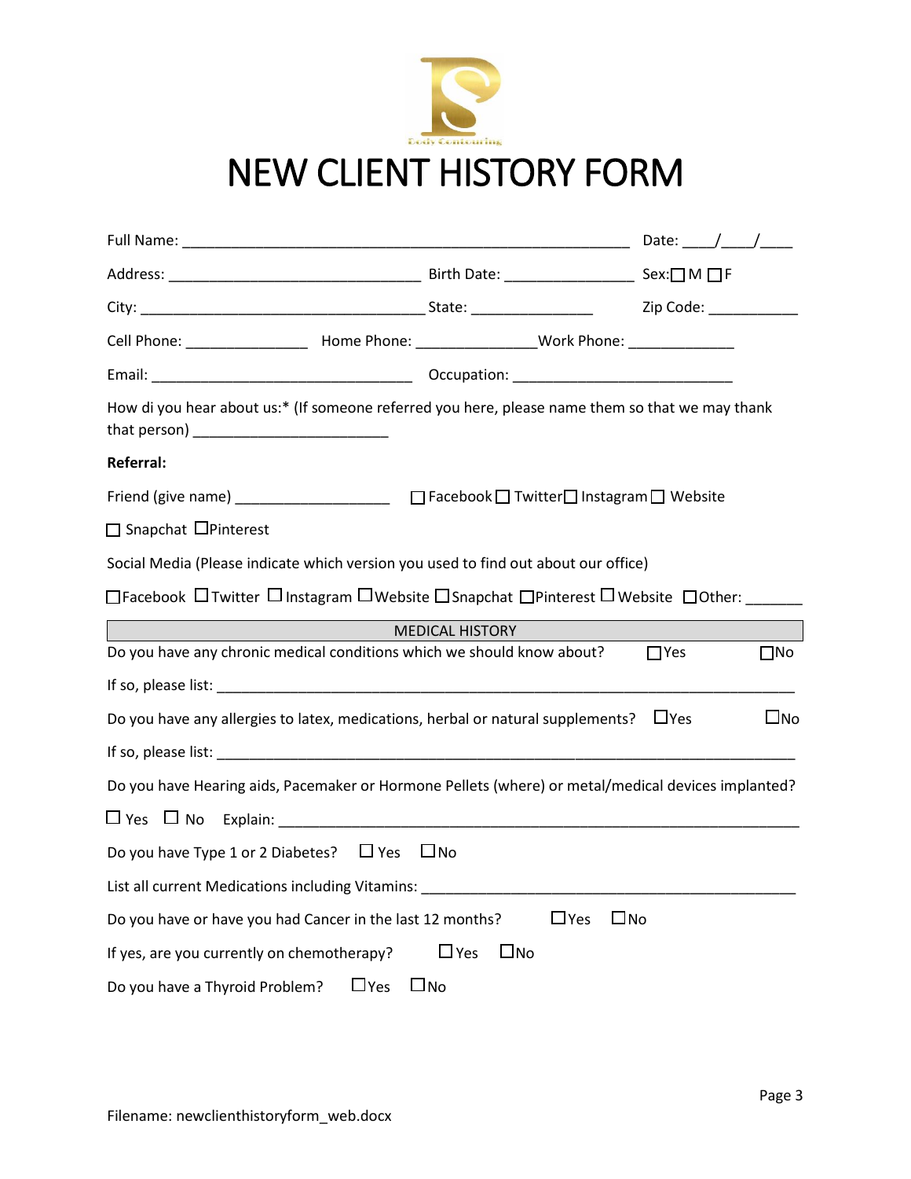# NEW CLIENT HISTORY FORM

Full Name: ___________________________________________________ Date: ____/____/____

Address: ______________________________ Birth Date: _______________ Sex: ☐ M ☐ F

City: __________________________________ State: _______________ Zip Code: ___________

Cell Phone: _______________ Home Phone: _______________ Work Phone: _____________

Email: _______________________________ Occupation: __________________________

How di you hear about us:* (If someone referred you here, please name them so that we may thank that person) _______________________

**Referral:**

Friend (give name) __________________ ☐ Facebook ☐ Twitter ☐ Instagram ☐ Website

☐ Snapchat ☐ Pinterest

Social Media (Please indicate which version you used to find out about our office)

☐ Facebook ☐ Twitter ☐ Instagram ☐ Website ☐ Snapchat ☐ Pinterest ☐ Website ☐ Other: _______

## MEDICAL HISTORY

Do you have any chronic medical conditions which we should know about? ☐ Yes ☐ No

If so, please list: __________________________________________________________________

Do you have any allergies to latex, medications, herbal or natural supplements? ☐ Yes ☐ No

If so, please list: __________________________________________________________________

Do you have Hearing aids, Pacemaker or Hormone Pellets (where) or metal/medical devices implanted?

☐ Yes ☐ No Explain: ___________________________________________________________

Do you have Type 1 or 2 Diabetes? ☐ Yes ☐ No

List all current Medications including Vitamins: _____________________________________________

Do you have or have you had Cancer in the last 12 months? ☐ Yes ☐ No

If yes, are you currently on chemotherapy? ☐ Yes ☐ No

Do you have a Thyroid Problem? ☐ Yes ☐ No

Filename: newclienthistoryform_web.docx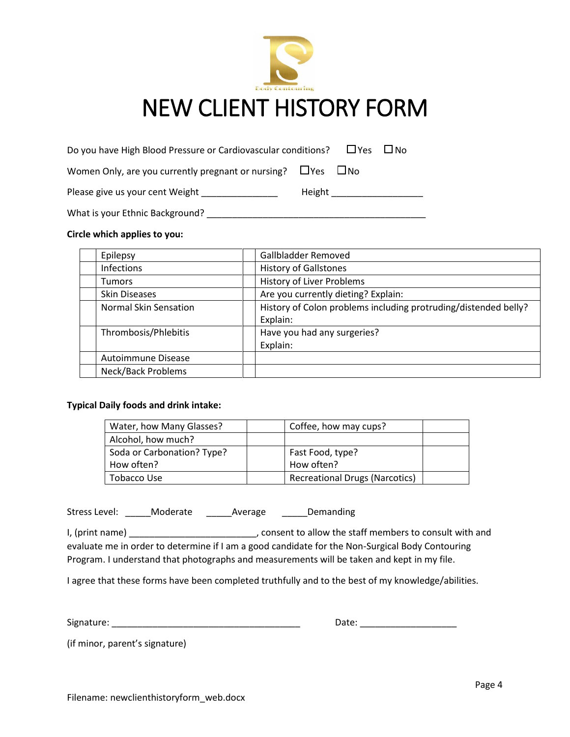# NEW CLIENT HISTORY FORM

Do you have High Blood Pressure or Cardiovascular conditions? ☐Yes ☐No

Women Only, are you currently pregnant or nursing? ☐Yes ☐No

Please give us your cent Weight _______________ Height __________________

What is your Ethnic Background? ____________________________________________

**Circle which applies to you:**

| | | | |
|---|---|---|---|
| | Epilepsy | | Gallbladder Removed |
| | Infections | | History of Gallstones |
| | Tumors | | History of Liver Problems |
| | Skin Diseases | | Are you currently dieting? Explain: |
| | Normal Skin Sensation | | History of Colon problems including protruding/distended belly? Explain: |
| | Thrombosis/Phlebitis | | Have you had any surgeries? Explain: |
| | Autoimmune Disease | | |
| | Neck/Back Problems | | |

**Typical Daily foods and drink intake:**

| | | | |
|---|---|---|---|
| Water, how Many Glasses? | | Coffee, how may cups? | |
| Alcohol, how much? | | | |
| Soda or Carbonation? Type? How often? | | Fast Food, type? How often? | |
| Tobacco Use | | Recreational Drugs (Narcotics) | |

Stress Level: _____Moderate _____Average _____Demanding

I, (print name) _________________________, consent to allow the staff members to consult with and evaluate me in order to determine if I am a good candidate for the Non-Surgical Body Contouring Program. I understand that photographs and measurements will be taken and kept in my file.

I agree that these forms have been completed truthfully and to the best of my knowledge/abilities.

Signature: ______________________________________ Date: ___________________

(if minor, parent's signature)

Filename: newclienthistoryform_web.docx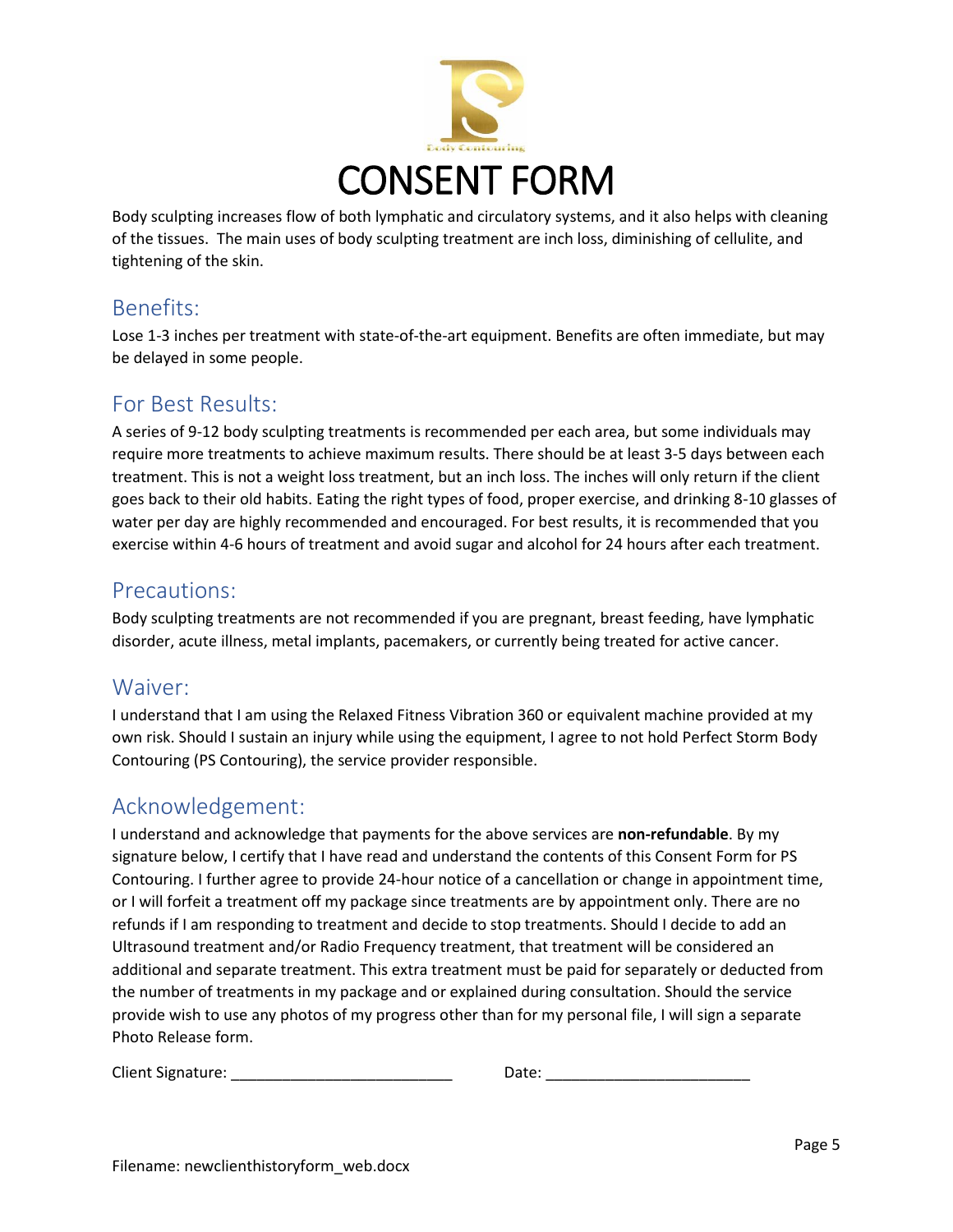# CONSENT FORM

Body sculpting increases flow of both lymphatic and circulatory systems, and it also helps with cleaning of the tissues. The main uses of body sculpting treatment are inch loss, diminishing of cellulite, and tightening of the skin.

## Benefits:

Lose 1-3 inches per treatment with state-of-the-art equipment. Benefits are often immediate, but may be delayed in some people.

## For Best Results:

A series of 9-12 body sculpting treatments is recommended per each area, but some individuals may require more treatments to achieve maximum results. There should be at least 3-5 days between each treatment. This is not a weight loss treatment, but an inch loss. The inches will only return if the client goes back to their old habits. Eating the right types of food, proper exercise, and drinking 8-10 glasses of water per day are highly recommended and encouraged. For best results, it is recommended that you exercise within 4-6 hours of treatment and avoid sugar and alcohol for 24 hours after each treatment.

## Precautions:

Body sculpting treatments are not recommended if you are pregnant, breast feeding, have lymphatic disorder, acute illness, metal implants, pacemakers, or currently being treated for active cancer.

## Waiver:

I understand that I am using the Relaxed Fitness Vibration 360 or equivalent machine provided at my own risk. Should I sustain an injury while using the equipment, I agree to not hold Perfect Storm Body Contouring (PS Contouring), the service provider responsible.

## Acknowledgement:

I understand and acknowledge that payments for the above services are **non-refundable**. By my signature below, I certify that I have read and understand the contents of this Consent Form for PS Contouring. I further agree to provide 24-hour notice of a cancellation or change in appointment time, or I will forfeit a treatment off my package since treatments are by appointment only. There are no refunds if I am responding to treatment and decide to stop treatments. Should I decide to add an Ultrasound treatment and/or Radio Frequency treatment, that treatment will be considered an additional and separate treatment. This extra treatment must be paid for separately or deducted from the number of treatments in my package and or explained during consultation. Should the service provide wish to use any photos of my progress other than for my personal file, I will sign a separate Photo Release form.

Client Signature: ___________________________ Date: _________________________

Filename: newclienthistoryform_web.docx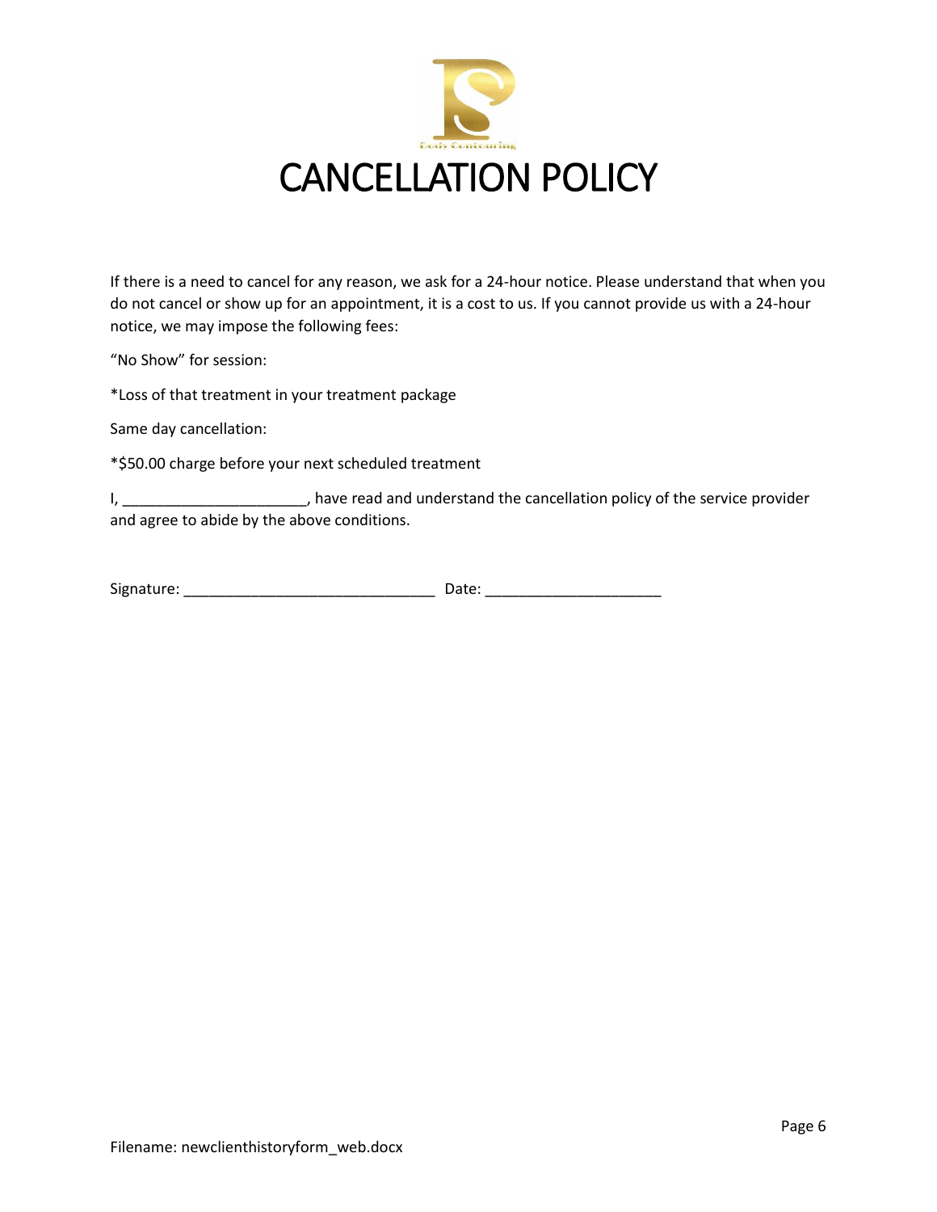# CANCELLATION POLICY

If there is a need to cancel for any reason, we ask for a 24-hour notice. Please understand that when you do not cancel or show up for an appointment, it is a cost to us. If you cannot provide us with a 24-hour notice, we may impose the following fees:

"No Show" for session:

*Loss of that treatment in your treatment package

Same day cancellation:

*$50.00 charge before your next scheduled treatment

I, ______________________, have read and understand the cancellation policy of the service provider and agree to abide by the above conditions.

Signature: ______________________________ Date: ____________________

Filename: newclienthistoryform_web.docx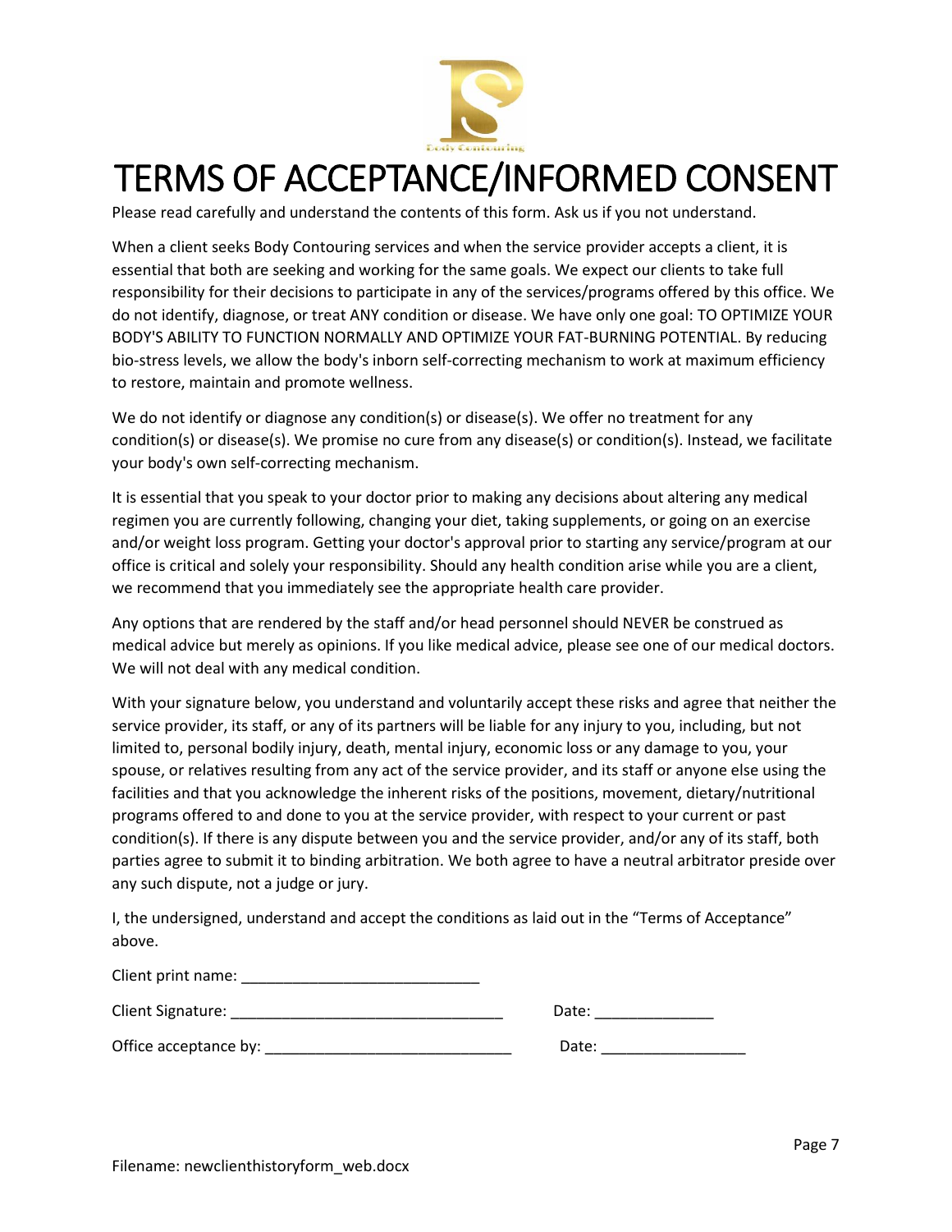# TERMS OF ACCEPTANCE/INFORMED CONSENT

Please read carefully and understand the contents of this form. Ask us if you not understand.

When a client seeks Body Contouring services and when the service provider accepts a client, it is essential that both are seeking and working for the same goals. We expect our clients to take full responsibility for their decisions to participate in any of the services/programs offered by this office. We do not identify, diagnose, or treat ANY condition or disease. We have only one goal: TO OPTIMIZE YOUR BODY'S ABILITY TO FUNCTION NORMALLY AND OPTIMIZE YOUR FAT-BURNING POTENTIAL. By reducing bio-stress levels, we allow the body's inborn self-correcting mechanism to work at maximum efficiency to restore, maintain and promote wellness.

We do not identify or diagnose any condition(s) or disease(s). We offer no treatment for any condition(s) or disease(s). We promise no cure from any disease(s) or condition(s). Instead, we facilitate your body's own self-correcting mechanism.

It is essential that you speak to your doctor prior to making any decisions about altering any medical regimen you are currently following, changing your diet, taking supplements, or going on an exercise and/or weight loss program. Getting your doctor's approval prior to starting any service/program at our office is critical and solely your responsibility. Should any health condition arise while you are a client, we recommend that you immediately see the appropriate health care provider.

Any options that are rendered by the staff and/or head personnel should NEVER be construed as medical advice but merely as opinions. If you like medical advice, please see one of our medical doctors. We will not deal with any medical condition.

With your signature below, you understand and voluntarily accept these risks and agree that neither the service provider, its staff, or any of its partners will be liable for any injury to you, including, but not limited to, personal bodily injury, death, mental injury, economic loss or any damage to you, your spouse, or relatives resulting from any act of the service provider, and its staff or anyone else using the facilities and that you acknowledge the inherent risks of the positions, movement, dietary/nutritional programs offered to and done to you at the service provider, with respect to your current or past condition(s). If there is any dispute between you and the service provider, and/or any of its staff, both parties agree to submit it to binding arbitration. We both agree to have a neutral arbitrator preside over any such dispute, not a judge or jury.

I, the undersigned, understand and accept the conditions as laid out in the "Terms of Acceptance" above.

Client print name: ____________________________

Client Signature: ________________________________ Date: ______________

Office acceptance by: _____________________________ Date: _________________

Filename: newclienthistoryform_web.docx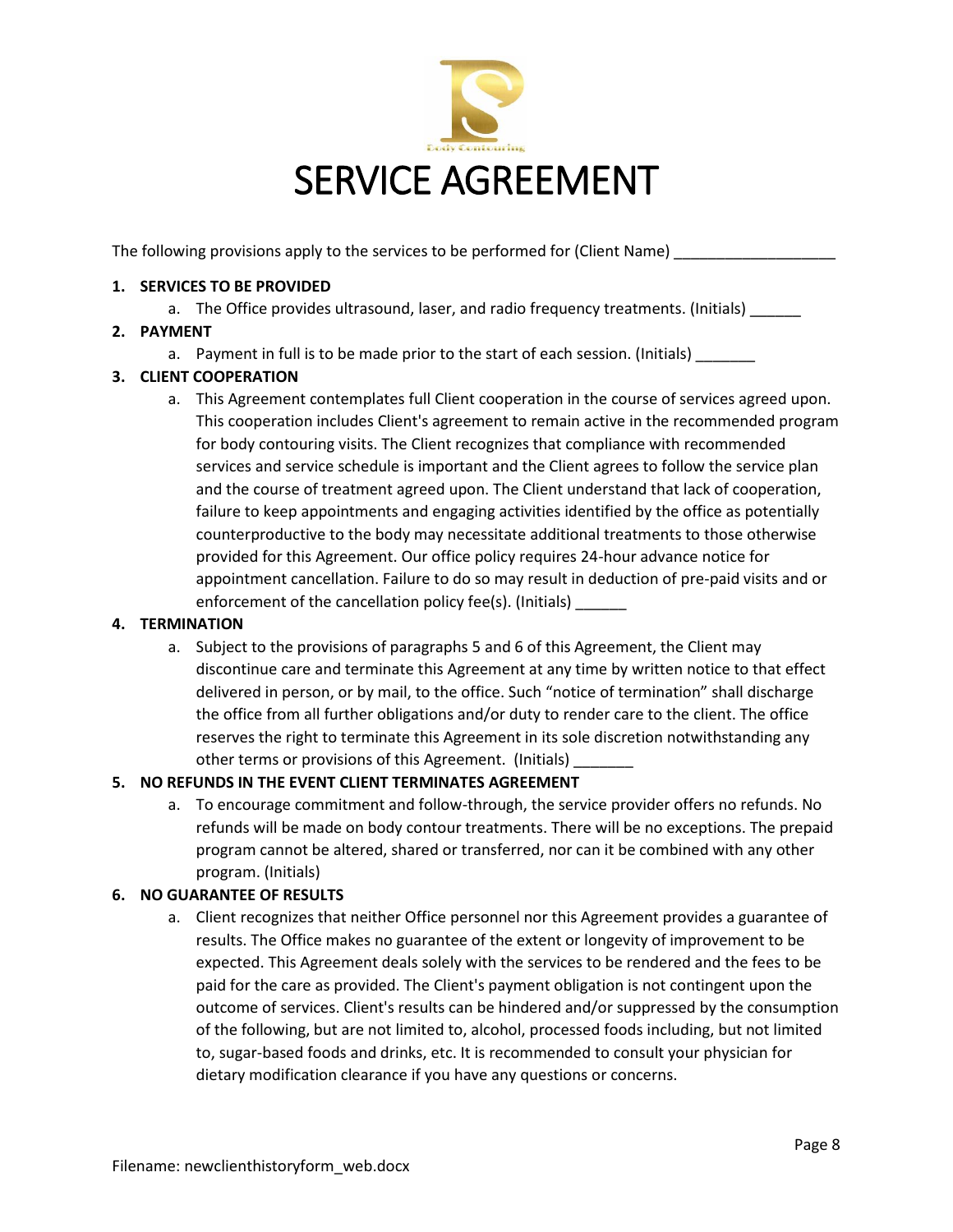# SERVICE AGREEMENT

The following provisions apply to the services to be performed for (Client Name) ___________________

1. **SERVICES TO BE PROVIDED**
   a. The Office provides ultrasound, laser, and radio frequency treatments. (Initials) ______
2. **PAYMENT**
   a. Payment in full is to be made prior to the start of each session. (Initials) _______
3. **CLIENT COOPERATION**
   a. This Agreement contemplates full Client cooperation in the course of services agreed upon. This cooperation includes Client's agreement to remain active in the recommended program for body contouring visits. The Client recognizes that compliance with recommended services and service schedule is important and the Client agrees to follow the service plan and the course of treatment agreed upon. The Client understand that lack of cooperation, failure to keep appointments and engaging activities identified by the office as potentially counterproductive to the body may necessitate additional treatments to those otherwise provided for this Agreement. Our office policy requires 24-hour advance notice for appointment cancellation. Failure to do so may result in deduction of pre-paid visits and or enforcement of the cancellation policy fee(s). (Initials) ______
4. **TERMINATION**
   a. Subject to the provisions of paragraphs 5 and 6 of this Agreement, the Client may discontinue care and terminate this Agreement at any time by written notice to that effect delivered in person, or by mail, to the office. Such "notice of termination" shall discharge the office from all further obligations and/or duty to render care to the client. The office reserves the right to terminate this Agreement in its sole discretion notwithstanding any other terms or provisions of this Agreement. (Initials) _______
5. **NO REFUNDS IN THE EVENT CLIENT TERMINATES AGREEMENT**
   a. To encourage commitment and follow-through, the service provider offers no refunds. No refunds will be made on body contour treatments. There will be no exceptions. The prepaid program cannot be altered, shared or transferred, nor can it be combined with any other program. (Initials)
6. **NO GUARANTEE OF RESULTS**
   a. Client recognizes that neither Office personnel nor this Agreement provides a guarantee of results. The Office makes no guarantee of the extent or longevity of improvement to be expected. This Agreement deals solely with the services to be rendered and the fees to be paid for the care as provided. The Client's payment obligation is not contingent upon the outcome of services. Client's results can be hindered and/or suppressed by the consumption of the following, but are not limited to, alcohol, processed foods including, but not limited to, sugar-based foods and drinks, etc. It is recommended to consult your physician for dietary modification clearance if you have any questions or concerns.

Filename: newclienthistoryform_web.docx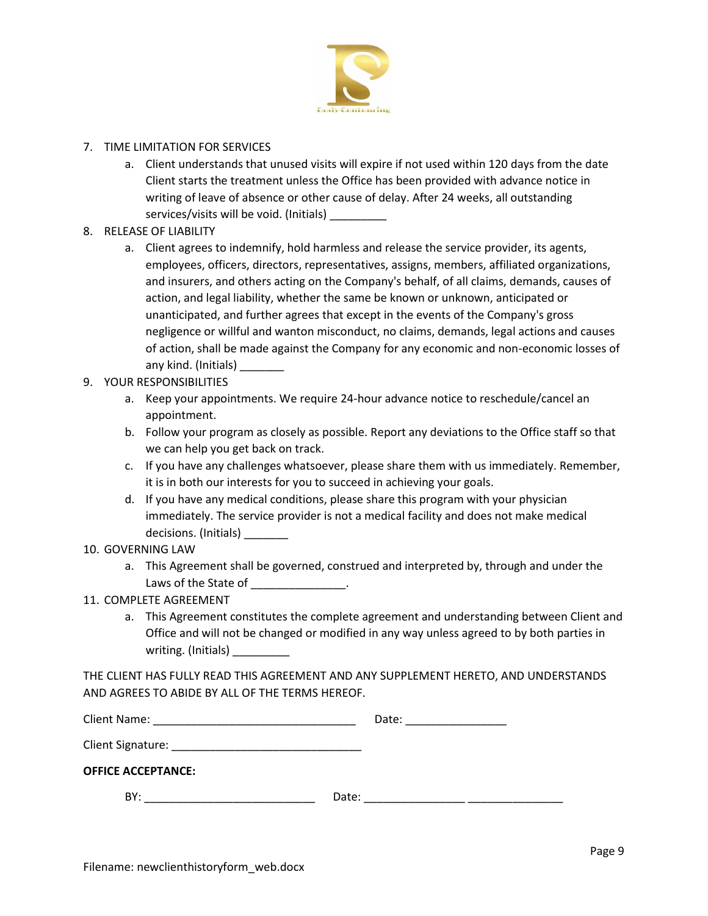7. TIME LIMITATION FOR SERVICES
   a. Client understands that unused visits will expire if not used within 120 days from the date Client starts the treatment unless the Office has been provided with advance notice in writing of leave of absence or other cause of delay. After 24 weeks, all outstanding services/visits will be void. (Initials) _________

8. RELEASE OF LIABILITY
   a. Client agrees to indemnify, hold harmless and release the service provider, its agents, employees, officers, directors, representatives, assigns, members, affiliated organizations, and insurers, and others acting on the Company's behalf, of all claims, demands, causes of action, and legal liability, whether the same be known or unknown, anticipated or unanticipated, and further agrees that except in the events of the Company's gross negligence or willful and wanton misconduct, no claims, demands, legal actions and causes of action, shall be made against the Company for any economic and non-economic losses of any kind. (Initials) _______

9. YOUR RESPONSIBILITIES
   a. Keep your appointments. We require 24-hour advance notice to reschedule/cancel an appointment.
   b. Follow your program as closely as possible. Report any deviations to the Office staff so that we can help you get back on track.
   c. If you have any challenges whatsoever, please share them with us immediately. Remember, it is in both our interests for you to succeed in achieving your goals.
   d. If you have any medical conditions, please share this program with your physician immediately. The service provider is not a medical facility and does not make medical decisions. (Initials) _______

10. GOVERNING LAW
    a. This Agreement shall be governed, construed and interpreted by, through and under the Laws of the State of _______________.

11. COMPLETE AGREEMENT
    a. This Agreement constitutes the complete agreement and understanding between Client and Office and will not be changed or modified in any way unless agreed to by both parties in writing. (Initials) _________

THE CLIENT HAS FULLY READ THIS AGREEMENT AND ANY SUPPLEMENT HERETO, AND UNDERSTANDS AND AGREES TO ABIDE BY ALL OF THE TERMS HEREOF.

Client Name: ________________________________ Date: ________________

Client Signature: ______________________________

**OFFICE ACCEPTANCE:**

BY: ___________________________ Date: ________________ _______________

Filename: newclienthistoryform_web.docx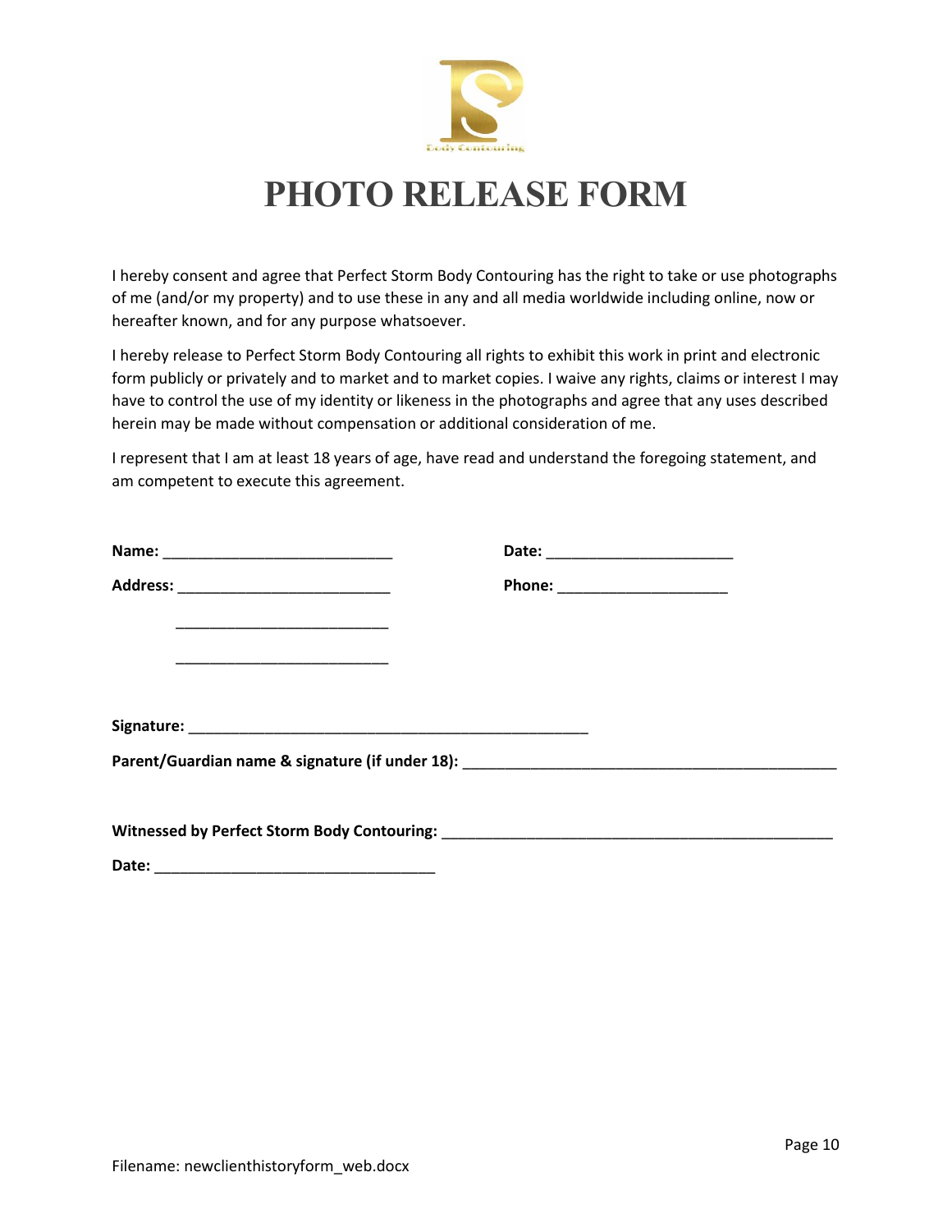# PHOTO RELEASE FORM

I hereby consent and agree that Perfect Storm Body Contouring has the right to take or use photographs of me (and/or my property) and to use these in any and all media worldwide including online, now or hereafter known, and for any purpose whatsoever.

I hereby release to Perfect Storm Body Contouring all rights to exhibit this work in print and electronic form publicly or privately and to market and to market copies. I waive any rights, claims or interest I may have to control the use of my identity or likeness in the photographs and agree that any uses described herein may be made without compensation or additional consideration of me.

I represent that I am at least 18 years of age, have read and understand the foregoing statement, and am competent to execute this agreement.

**Name:** ___________________________ **Date:** ______________________

**Address:** _________________________ **Phone:** ____________________

_________________________

_________________________

**Signature:** _______________________________________________

**Parent/Guardian name & signature (if under 18):** ____________________________________________

**Witnessed by Perfect Storm Body Contouring:** ______________________________________________

**Date:** _________________________________

Filename: newclienthistoryform_web.docx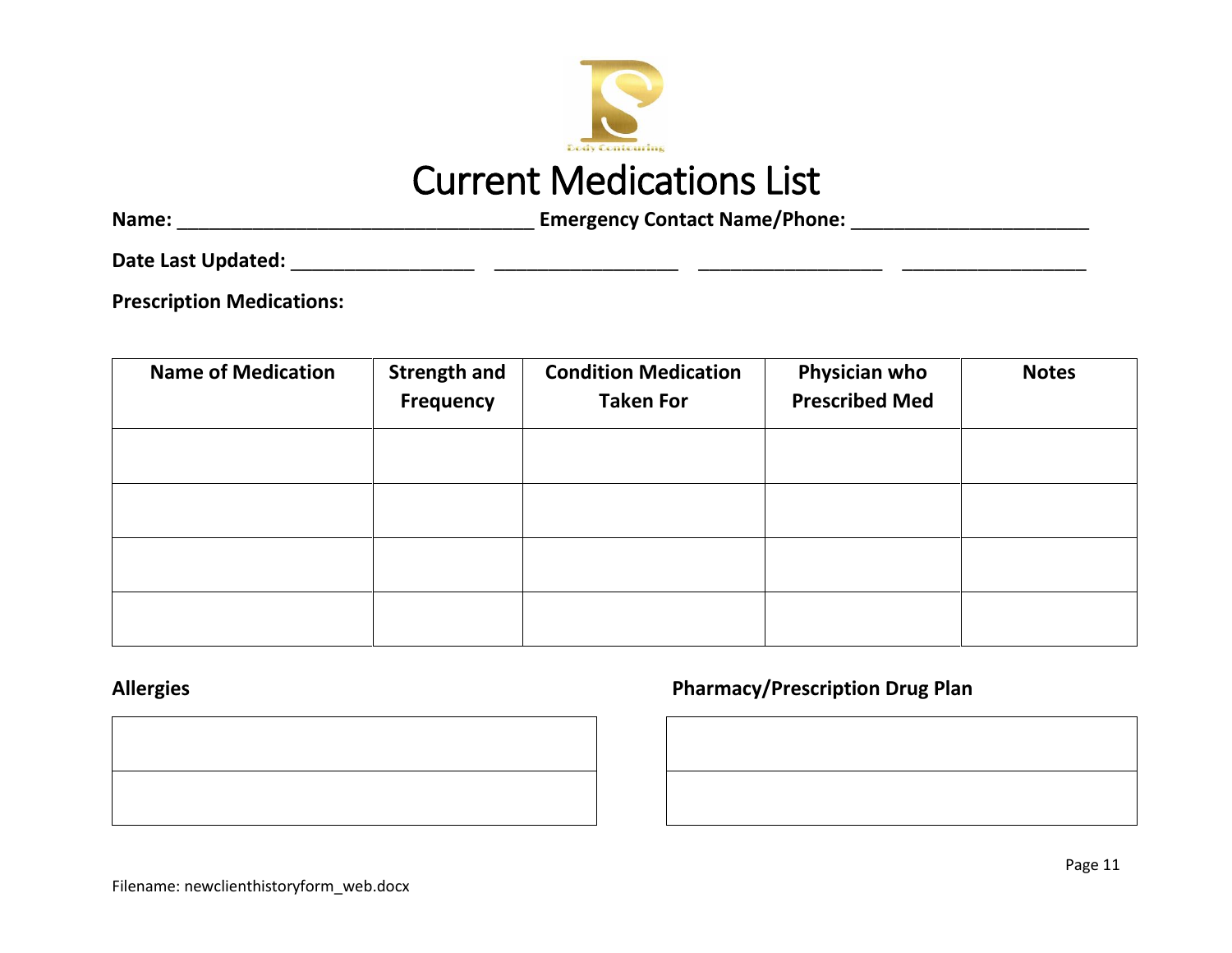# Current Medications List

**Name:** ________________________________ **Emergency Contact Name/Phone:** _____________________

**Date Last Updated:** ________________ ________________ ________________ ________________

**Prescription Medications:**

| Name of Medication | Strength and Frequency | Condition Medication Taken For | Physician who Prescribed Med | Notes |
| --- | --- | --- | --- | --- |
| | | | | |
| | | | | |
| | | | | |
| | | | | |

**Allergies**

| |
| --- |
| |
| |

**Pharmacy/Prescription Drug Plan**

| |
| --- |
| |
| |

Filename: newclienthistoryform_web.docx